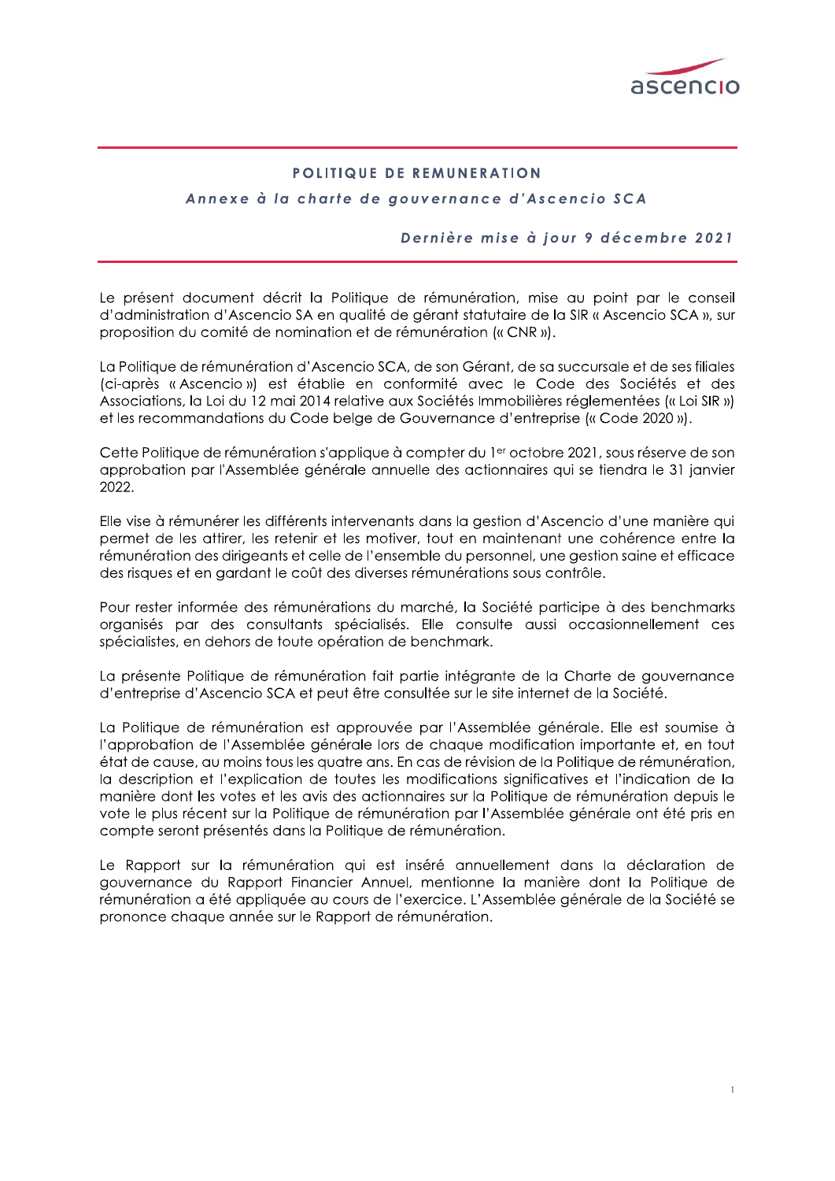# POLITIQUE DE REMUNERATION

***Annexe à la charte de gouvernance d'Ascencio SCA***

***Dernière mise à jour 9 décembre 2021***

Le présent document décrit la Politique de rémunération, mise au point par le conseil d'administration d'Ascencio SA en qualité de gérant statutaire de la SIR « Ascencio SCA », sur proposition du comité de nomination et de rémunération (« CNR »).

La Politique de rémunération d'Ascencio SCA, de son Gérant, de sa succursale et de ses filiales (ci-après « Ascencio ») est établie en conformité avec le Code des Sociétés et des Associations, la Loi du 12 mai 2014 relative aux Sociétés Immobilières réglementées (« Loi SIR ») et les recommandations du Code belge de Gouvernance d'entreprise (« Code 2020 »).

Cette Politique de rémunération s'applique à compter du 1er octobre 2021, sous réserve de son approbation par l'Assemblée générale annuelle des actionnaires qui se tiendra le 31 janvier 2022.

Elle vise à rémunérer les différents intervenants dans la gestion d'Ascencio d'une manière qui permet de les attirer, les retenir et les motiver, tout en maintenant une cohérence entre la rémunération des dirigeants et celle de l'ensemble du personnel, une gestion saine et efficace des risques et en gardant le coût des diverses rémunérations sous contrôle.

Pour rester informée des rémunérations du marché, la Société participe à des benchmarks organisés par des consultants spécialisés. Elle consulte aussi occasionnellement ces spécialistes, en dehors de toute opération de benchmark.

La présente Politique de rémunération fait partie intégrante de la Charte de gouvernance d'entreprise d'Ascencio SCA et peut être consultée sur le site internet de la Société.

La Politique de rémunération est approuvée par l'Assemblée générale. Elle est soumise à l'approbation de l'Assemblée générale lors de chaque modification importante et, en tout état de cause, au moins tous les quatre ans. En cas de révision de la Politique de rémunération, la description et l'explication de toutes les modifications significatives et l'indication de la manière dont les votes et les avis des actionnaires sur la Politique de rémunération depuis le vote le plus récent sur la Politique de rémunération par l'Assemblée générale ont été pris en compte seront présentés dans la Politique de rémunération.

Le Rapport sur la rémunération qui est inséré annuellement dans la déclaration de gouvernance du Rapport Financier Annuel, mentionne la manière dont la Politique de rémunération a été appliquée au cours de l'exercice. L'Assemblée générale de la Société se prononce chaque année sur le Rapport de rémunération.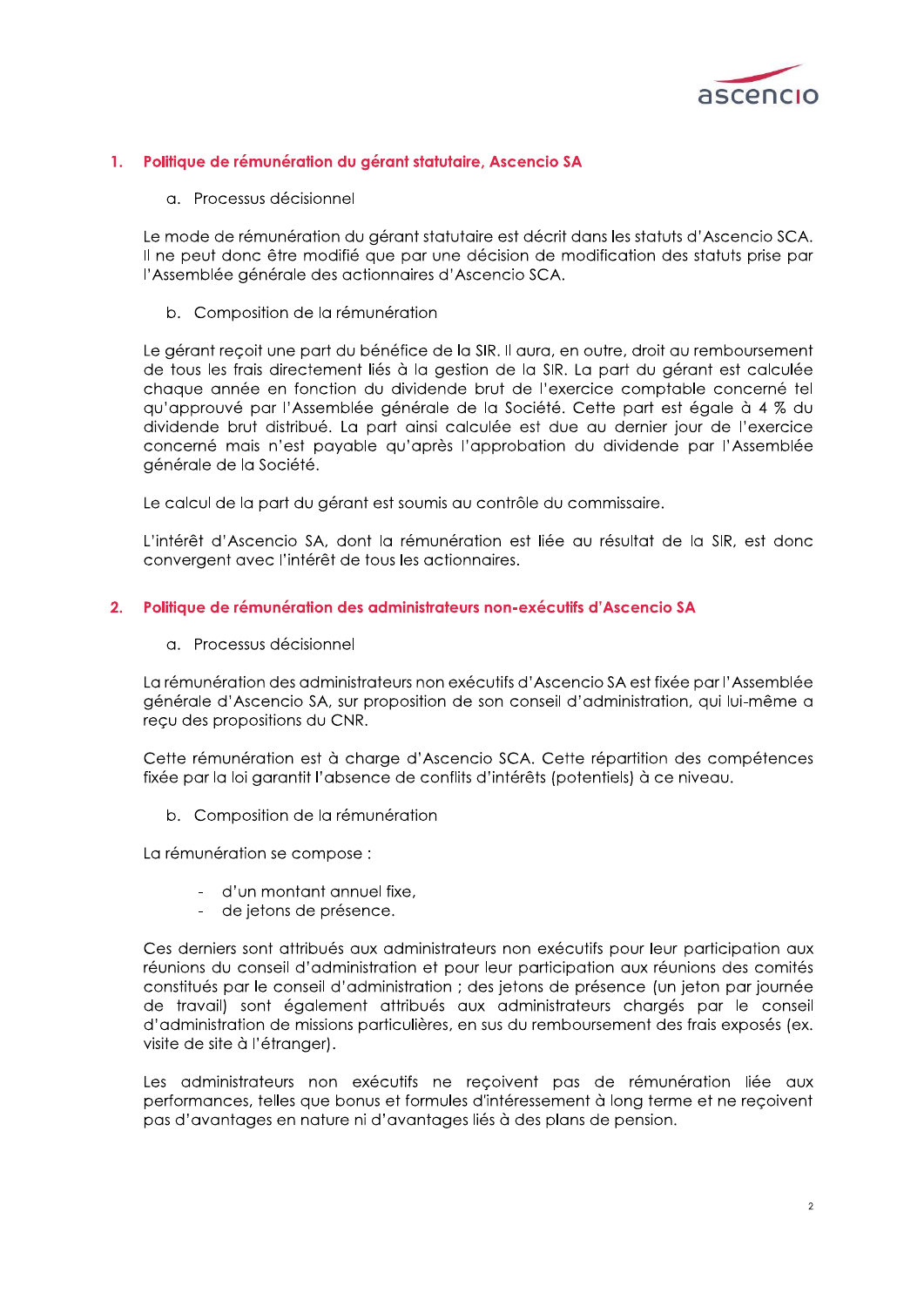## 1. Politique de rémunération du gérant statutaire, Ascencio SA

### a. Processus décisionnel

Le mode de rémunération du gérant statutaire est décrit dans les statuts d'Ascencio SCA. Il ne peut donc être modifié que par une décision de modification des statuts prise par l'Assemblée générale des actionnaires d'Ascencio SCA.

### b. Composition de la rémunération

Le gérant reçoit une part du bénéfice de la SIR. Il aura, en outre, droit au remboursement de tous les frais directement liés à la gestion de la SIR. La part du gérant est calculée chaque année en fonction du dividende brut de l'exercice comptable concerné tel qu'approuvé par l'Assemblée générale de la Société. Cette part est égale à 4 % du dividende brut distribué. La part ainsi calculée est due au dernier jour de l'exercice concerné mais n'est payable qu'après l'approbation du dividende par l'Assemblée générale de la Société.

Le calcul de la part du gérant est soumis au contrôle du commissaire.

L'intérêt d'Ascencio SA, dont la rémunération est liée au résultat de la SIR, est donc convergent avec l'intérêt de tous les actionnaires.

## 2. Politique de rémunération des administrateurs non-exécutifs d'Ascencio SA

### a. Processus décisionnel

La rémunération des administrateurs non exécutifs d'Ascencio SA est fixée par l'Assemblée générale d'Ascencio SA, sur proposition de son conseil d'administration, qui lui-même a reçu des propositions du CNR.

Cette rémunération est à charge d'Ascencio SCA. Cette répartition des compétences fixée par la loi garantit l'absence de conflits d'intérêts (potentiels) à ce niveau.

### b. Composition de la rémunération

La rémunération se compose :

- d'un montant annuel fixe,
- de jetons de présence.

Ces derniers sont attribués aux administrateurs non exécutifs pour leur participation aux réunions du conseil d'administration et pour leur participation aux réunions des comités constitués par le conseil d'administration ; des jetons de présence (un jeton par journée de travail) sont également attribués aux administrateurs chargés par le conseil d'administration de missions particulières, en sus du remboursement des frais exposés (ex. visite de site à l'étranger).

Les administrateurs non exécutifs ne reçoivent pas de rémunération liée aux performances, telles que bonus et formules d'intéressement à long terme et ne reçoivent pas d'avantages en nature ni d'avantages liés à des plans de pension.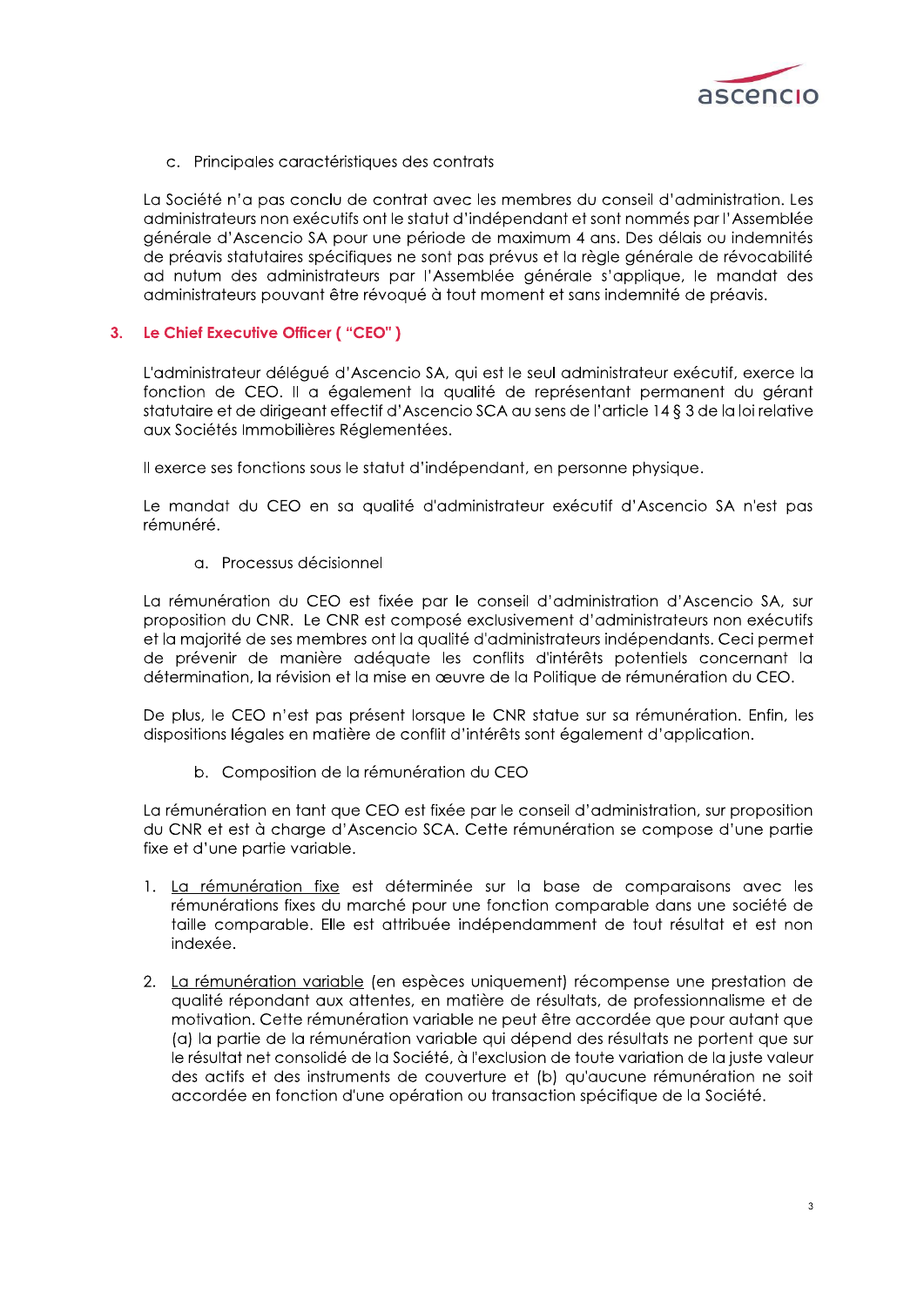c. Principales caractéristiques des contrats

La Société n'a pas conclu de contrat avec les membres du conseil d'administration. Les administrateurs non exécutifs ont le statut d'indépendant et sont nommés par l'Assemblée générale d'Ascencio SA pour une période de maximum 4 ans. Des délais ou indemnités de préavis statutaires spécifiques ne sont pas prévus et la règle générale de révocabilité ad nutum des administrateurs par l'Assemblée générale s'applique, le mandat des administrateurs pouvant être révoqué à tout moment et sans indemnité de préavis.

## 3. Le Chief Executive Officer ( "CEO" )

L'administrateur délégué d'Ascencio SA, qui est le seul administrateur exécutif, exerce la fonction de CEO. Il a également la qualité de représentant permanent du gérant statutaire et de dirigeant effectif d'Ascencio SCA au sens de l'article 14 § 3 de la loi relative aux Sociétés Immobilières Réglementées.

Il exerce ses fonctions sous le statut d'indépendant, en personne physique.

Le mandat du CEO en sa qualité d'administrateur exécutif d'Ascencio SA n'est pas rémunéré.

a. Processus décisionnel

La rémunération du CEO est fixée par le conseil d'administration d'Ascencio SA, sur proposition du CNR. Le CNR est composé exclusivement d'administrateurs non exécutifs et la majorité de ses membres ont la qualité d'administrateurs indépendants. Ceci permet de prévenir de manière adéquate les conflits d'intérêts potentiels concernant la détermination, la révision et la mise en œuvre de la Politique de rémunération du CEO.

De plus, le CEO n'est pas présent lorsque le CNR statue sur sa rémunération. Enfin, les dispositions légales en matière de conflit d'intérêts sont également d'application.

b. Composition de la rémunération du CEO

La rémunération en tant que CEO est fixée par le conseil d'administration, sur proposition du CNR et est à charge d'Ascencio SCA. Cette rémunération se compose d'une partie fixe et d'une partie variable.

1. La rémunération fixe est déterminée sur la base de comparaisons avec les rémunérations fixes du marché pour une fonction comparable dans une société de taille comparable. Elle est attribuée indépendamment de tout résultat et est non indexée.

2. La rémunération variable (en espèces uniquement) récompense une prestation de qualité répondant aux attentes, en matière de résultats, de professionnalisme et de motivation. Cette rémunération variable ne peut être accordée que pour autant que (a) la partie de la rémunération variable qui dépend des résultats ne portent que sur le résultat net consolidé de la Société, à l'exclusion de toute variation de la juste valeur des actifs et des instruments de couverture et (b) qu'aucune rémunération ne soit accordée en fonction d'une opération ou transaction spécifique de la Société.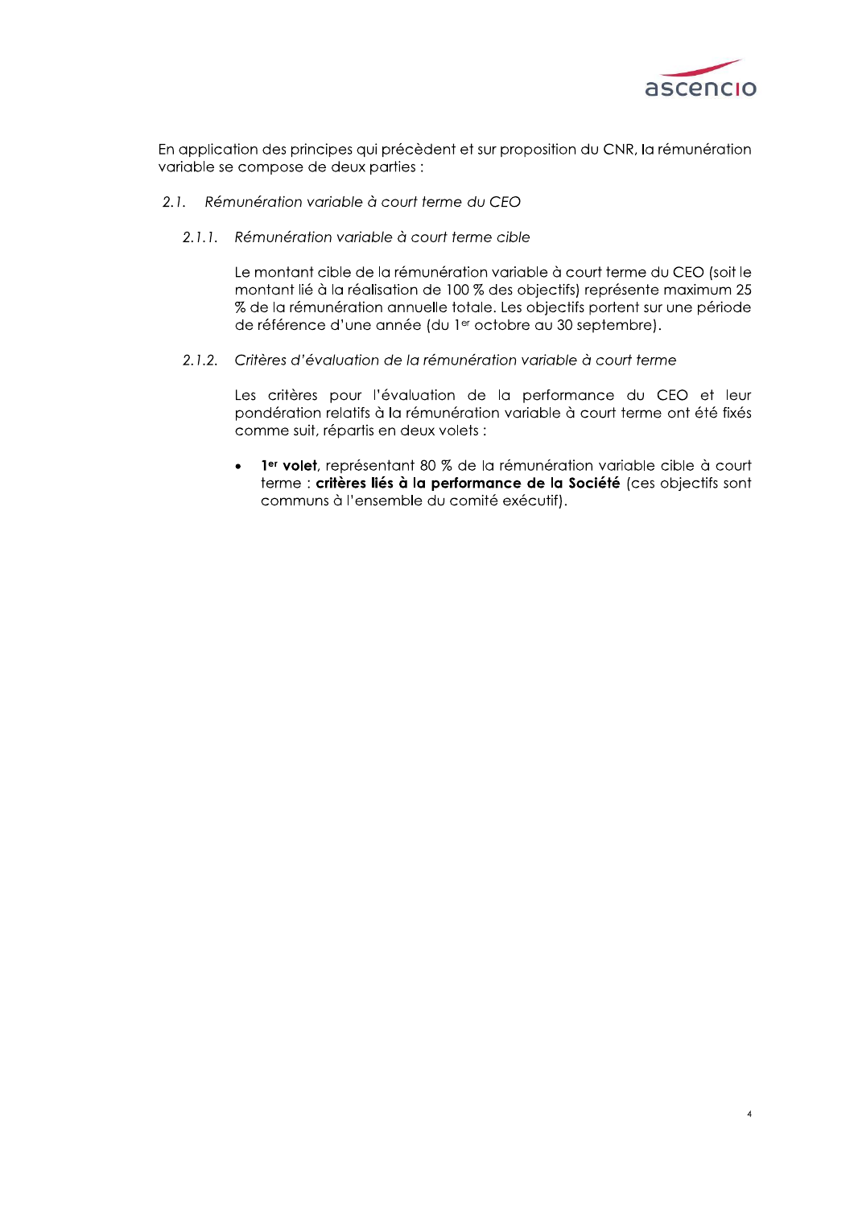En application des principes qui précèdent et sur proposition du CNR, la rémunération variable se compose de deux parties :

### 2.1. *Rémunération variable à court terme du CEO*

#### 2.1.1. *Rémunération variable à court terme cible*

Le montant cible de la rémunération variable à court terme du CEO (soit le montant lié à la réalisation de 100 % des objectifs) représente maximum 25 % de la rémunération annuelle totale. Les objectifs portent sur une période de référence d'une année (du 1er octobre au 30 septembre).

#### 2.1.2. *Critères d'évaluation de la rémunération variable à court terme*

Les critères pour l'évaluation de la performance du CEO et leur pondération relatifs à la rémunération variable à court terme ont été fixés comme suit, répartis en deux volets :

- **1er volet**, représentant 80 % de la rémunération variable cible à court terme : **critères liés à la performance de la Société** (ces objectifs sont communs à l'ensemble du comité exécutif).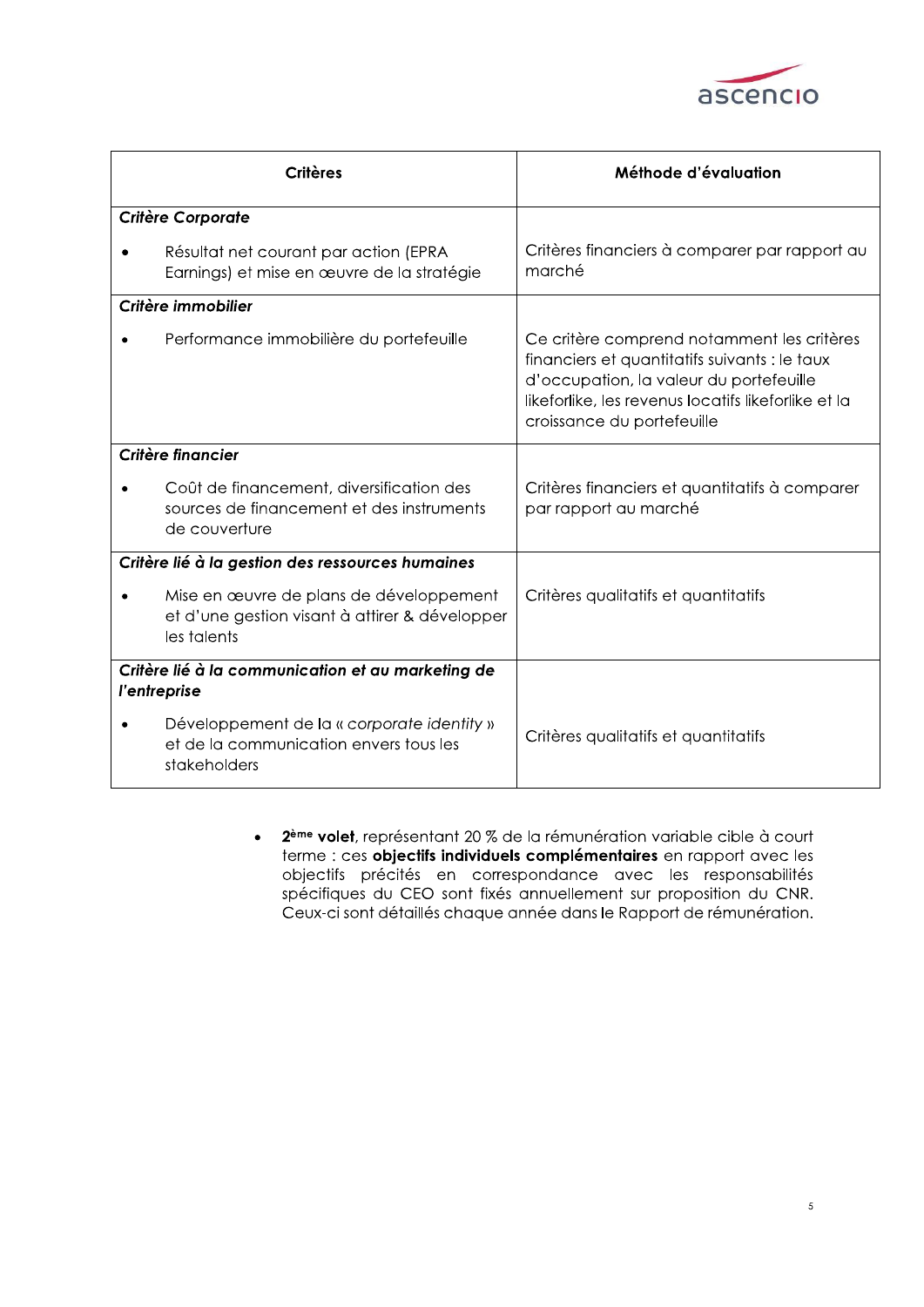| Critères | Méthode d'évaluation |
|---|---|
| ***Critère Corporate*** | |
| • Résultat net courant par action (EPRA Earnings) et mise en œuvre de la stratégie | Critères financiers à comparer par rapport au marché |
| ***Critère immobilier*** | |
| • Performance immobilière du portefeuille | Ce critère comprend notamment les critères financiers et quantitatifs suivants : le taux d'occupation, la valeur du portefeuille likeforlike, les revenus locatifs likeforlike et la croissance du portefeuille |
| ***Critère financier*** | |
| • Coût de financement, diversification des sources de financement et des instruments de couverture | Critères financiers et quantitatifs à comparer par rapport au marché |
| ***Critère lié à la gestion des ressources humaines*** | |
| • Mise en œuvre de plans de développement et d'une gestion visant à attirer & développer les talents | Critères qualitatifs et quantitatifs |
| ***Critère lié à la communication et au marketing de l'entreprise*** | |
| • Développement de la « *corporate identity* » et de la communication envers tous les stakeholders | Critères qualitatifs et quantitatifs |

- **2ème volet**, représentant 20 % de la rémunération variable cible à court terme : ces **objectifs individuels complémentaires** en rapport avec les objectifs précités en correspondance avec les responsabilités spécifiques du CEO sont fixés annuellement sur proposition du CNR. Ceux-ci sont détaillés chaque année dans le Rapport de rémunération.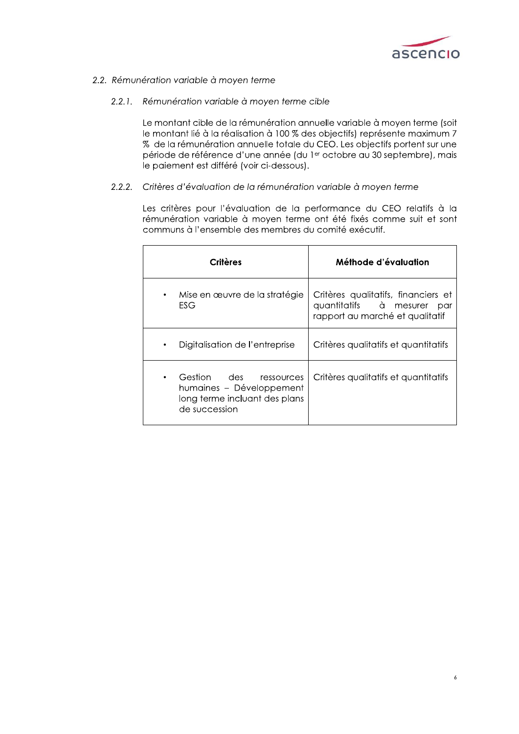## 2.2. *Rémunération variable à moyen terme*

### 2.2.1. *Rémunération variable à moyen terme cible*

Le montant cible de la rémunération annuelle variable à moyen terme (soit le montant lié à la réalisation à 100 % des objectifs) représente maximum 7 % de la rémunération annuelle totale du CEO. Les objectifs portent sur une période de référence d'une année (du 1er octobre au 30 septembre), mais le paiement est différé (voir ci-dessous).

### 2.2.2. *Critères d'évaluation de la rémunération variable à moyen terme*

Les critères pour l'évaluation de la performance du CEO relatifs à la rémunération variable à moyen terme ont été fixés comme suit et sont communs à l'ensemble des membres du comité exécutif.

| **Critères** | **Méthode d'évaluation** |
| --- | --- |
| • Mise en œuvre de la stratégie ESG | Critères qualitatifs, financiers et quantitatifs à mesurer par rapport au marché et qualitatif |
| • Digitalisation de l'entreprise | Critères qualitatifs et quantitatifs |
| • Gestion des ressources humaines – Développement long terme incluant des plans de succession | Critères qualitatifs et quantitatifs |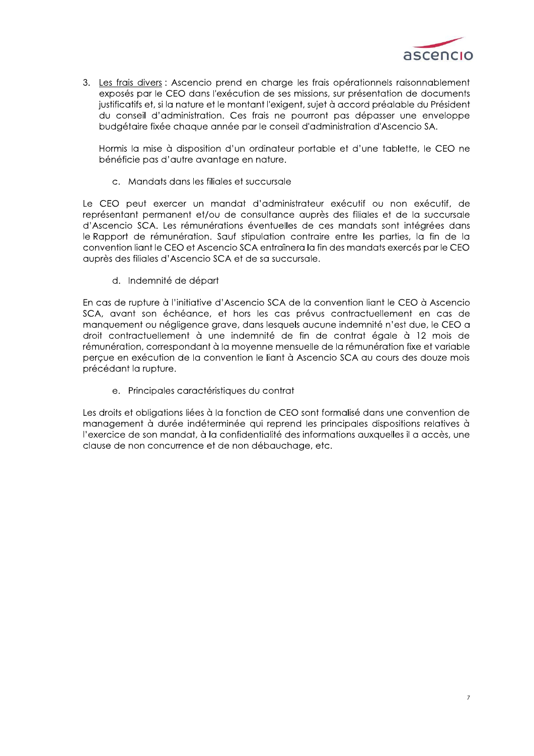3. Les frais divers : Ascencio prend en charge les frais opérationnels raisonnablement exposés par le CEO dans l'exécution de ses missions, sur présentation de documents justificatifs et, si la nature et le montant l'exigent, sujet à accord préalable du Président du conseil d'administration. Ces frais ne pourront pas dépasser une enveloppe budgétaire fixée chaque année par le conseil d'administration d'Ascencio SA.

   Hormis la mise à disposition d'un ordinateur portable et d'une tablette, le CEO ne bénéficie pas d'autre avantage en nature.

### c. Mandats dans les filiales et succursale

Le CEO peut exercer un mandat d'administrateur exécutif ou non exécutif, de représentant permanent et/ou de consultance auprès des filiales et de la succursale d'Ascencio SCA. Les rémunérations éventuelles de ces mandats sont intégrées dans le Rapport de rémunération. Sauf stipulation contraire entre les parties, la fin de la convention liant le CEO et Ascencio SCA entraînera la fin des mandats exercés par le CEO auprès des filiales d'Ascencio SCA et de sa succursale.

### d. Indemnité de départ

En cas de rupture à l'initiative d'Ascencio SCA de la convention liant le CEO à Ascencio SCA, avant son échéance, et hors les cas prévus contractuellement en cas de manquement ou négligence grave, dans lesquels aucune indemnité n'est due, le CEO a droit contractuellement à une indemnité de fin de contrat égale à 12 mois de rémunération, correspondant à la moyenne mensuelle de la rémunération fixe et variable perçue en exécution de la convention le liant à Ascencio SCA au cours des douze mois précédant la rupture.

### e. Principales caractéristiques du contrat

Les droits et obligations liées à la fonction de CEO sont formalisé dans une convention de management à durée indéterminée qui reprend les principales dispositions relatives à l'exercice de son mandat, à la confidentialité des informations auxquelles il a accès, une clause de non concurrence et de non débauchage, etc.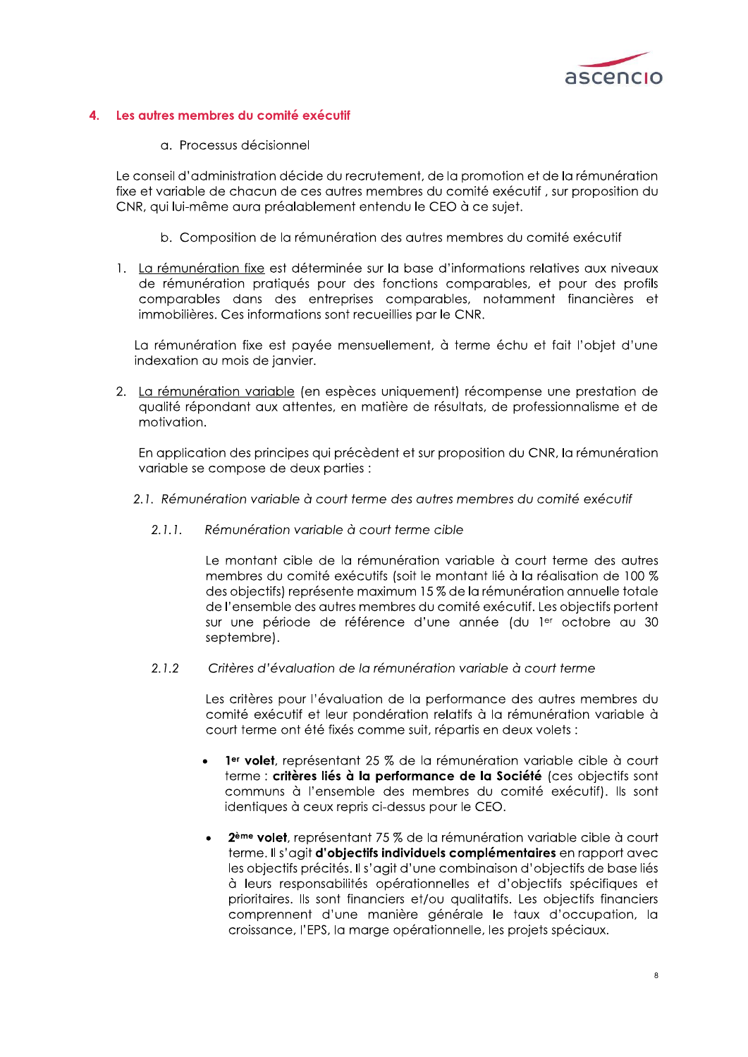## 4. Les autres membres du comité exécutif

a. Processus décisionnel

Le conseil d'administration décide du recrutement, de la promotion et de la rémunération fixe et variable de chacun de ces autres membres du comité exécutif , sur proposition du CNR, qui lui-même aura préalablement entendu le CEO à ce sujet.

b. Composition de la rémunération des autres membres du comité exécutif

1. La rémunération fixe est déterminée sur la base d'informations relatives aux niveaux de rémunération pratiqués pour des fonctions comparables, et pour des profils comparables dans des entreprises comparables, notamment financières et immobilières. Ces informations sont recueillies par le CNR.

   La rémunération fixe est payée mensuellement, à terme échu et fait l'objet d'une indexation au mois de janvier.

2. La rémunération variable (en espèces uniquement) récompense une prestation de qualité répondant aux attentes, en matière de résultats, de professionnalisme et de motivation.

   En application des principes qui précèdent et sur proposition du CNR, la rémunération variable se compose de deux parties :

*2.1. Rémunération variable à court terme des autres membres du comité exécutif*

*2.1.1. Rémunération variable à court terme cible*

Le montant cible de la rémunération variable à court terme des autres membres du comité exécutifs (soit le montant lié à la réalisation de 100 % des objectifs) représente maximum 15 % de la rémunération annuelle totale de l'ensemble des autres membres du comité exécutif. Les objectifs portent sur une période de référence d'une année (du 1er octobre au 30 septembre).

*2.1.2 Critères d'évaluation de la rémunération variable à court terme*

Les critères pour l'évaluation de la performance des autres membres du comité exécutif et leur pondération relatifs à la rémunération variable à court terme ont été fixés comme suit, répartis en deux volets :

- **1er volet**, représentant 25 % de la rémunération variable cible à court terme : **critères liés à la performance de la Société** (ces objectifs sont communs à l'ensemble des membres du comité exécutif). Ils sont identiques à ceux repris ci-dessus pour le CEO.
- **2ème volet**, représentant 75 % de la rémunération variable cible à court terme. Il s'agit **d'objectifs individuels complémentaires** en rapport avec les objectifs précités. Il s'agit d'une combinaison d'objectifs de base liés à leurs responsabilités opérationnelles et d'objectifs spécifiques et prioritaires. Ils sont financiers et/ou qualitatifs. Les objectifs financiers comprennent d'une manière générale le taux d'occupation, la croissance, l'EPS, la marge opérationnelle, les projets spéciaux.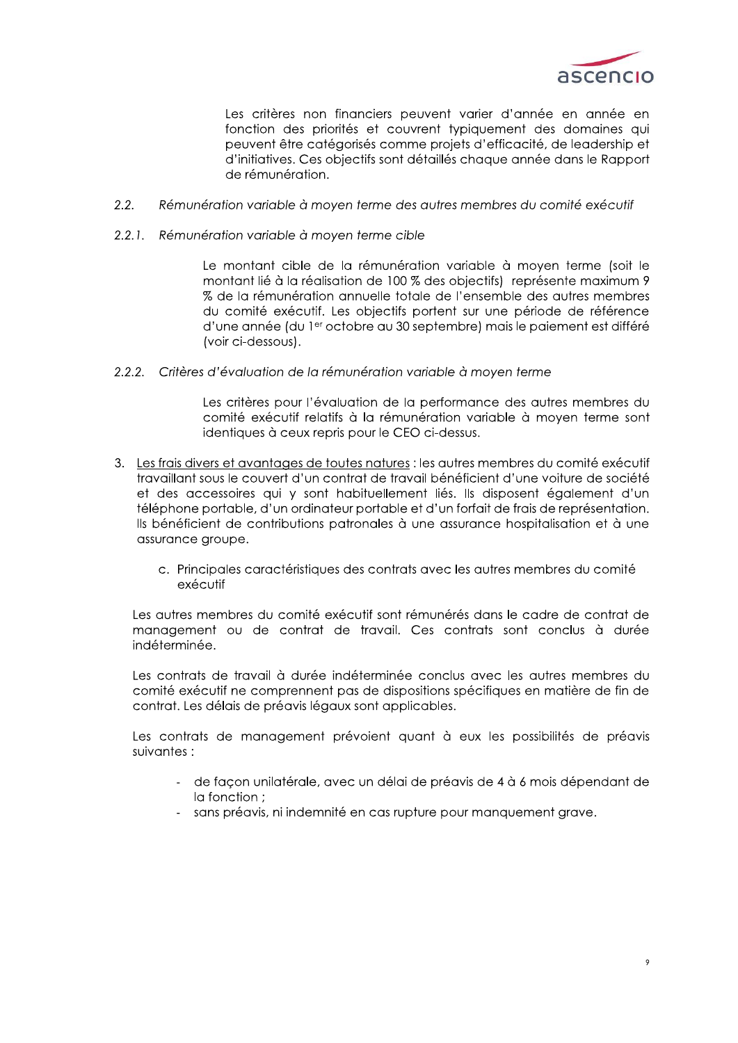Les critères non financiers peuvent varier d'année en année en fonction des priorités et couvrent typiquement des domaines qui peuvent être catégorisés comme projets d'efficacité, de leadership et d'initiatives. Ces objectifs sont détaillés chaque année dans le Rapport de rémunération.

### 2.2. *Rémunération variable à moyen terme des autres membres du comité exécutif*

#### 2.2.1. *Rémunération variable à moyen terme cible*

Le montant cible de la rémunération variable à moyen terme (soit le montant lié à la réalisation de 100 % des objectifs) représente maximum 9 % de la rémunération annuelle totale de l'ensemble des autres membres du comité exécutif. Les objectifs portent sur une période de référence d'une année (du 1er octobre au 30 septembre) mais le paiement est différé (voir ci-dessous).

#### 2.2.2. *Critères d'évaluation de la rémunération variable à moyen terme*

Les critères pour l'évaluation de la performance des autres membres du comité exécutif relatifs à la rémunération variable à moyen terme sont identiques à ceux repris pour le CEO ci-dessus.

3. <u>Les frais divers et avantages de toutes natures</u> : les autres membres du comité exécutif travaillant sous le couvert d'un contrat de travail bénéficient d'une voiture de société et des accessoires qui y sont habituellement liés. Ils disposent également d'un téléphone portable, d'un ordinateur portable et d'un forfait de frais de représentation. Ils bénéficient de contributions patronales à une assurance hospitalisation et à une assurance groupe.

   c. Principales caractéristiques des contrats avec les autres membres du comité exécutif

Les autres membres du comité exécutif sont rémunérés dans le cadre de contrat de management ou de contrat de travail. Ces contrats sont conclus à durée indéterminée.

Les contrats de travail à durée indéterminée conclus avec les autres membres du comité exécutif ne comprennent pas de dispositions spécifiques en matière de fin de contrat. Les délais de préavis légaux sont applicables.

Les contrats de management prévoient quant à eux les possibilités de préavis suivantes :

- de façon unilatérale, avec un délai de préavis de 4 à 6 mois dépendant de la fonction ;
- sans préavis, ni indemnité en cas rupture pour manquement grave.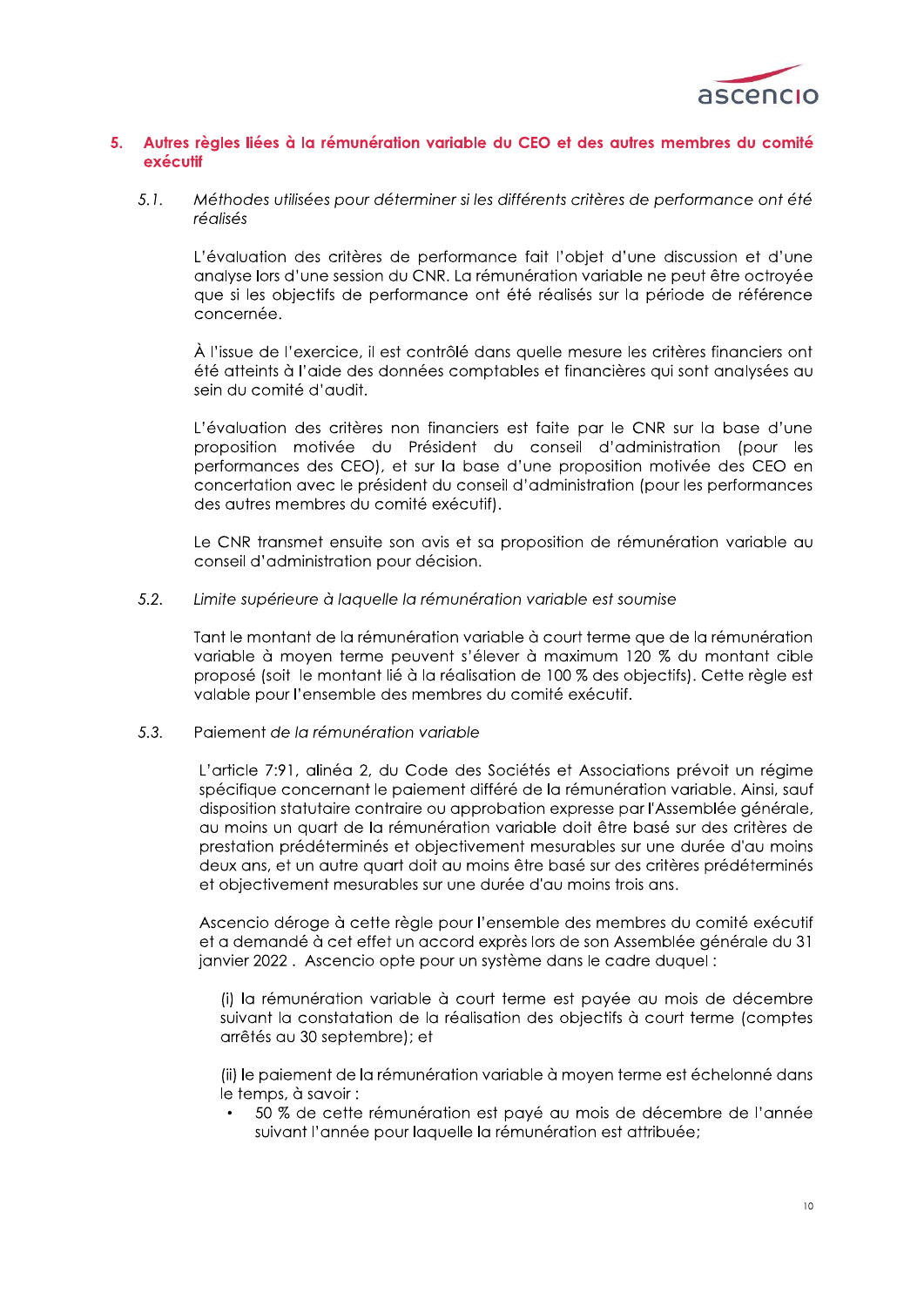## 5. Autres règles liées à la rémunération variable du CEO et des autres membres du comité exécutif

### *5.1. Méthodes utilisées pour déterminer si les différents critères de performance ont été réalisés*

L'évaluation des critères de performance fait l'objet d'une discussion et d'une analyse lors d'une session du CNR. La rémunération variable ne peut être octroyée que si les objectifs de performance ont été réalisés sur la période de référence concernée.

À l'issue de l'exercice, il est contrôlé dans quelle mesure les critères financiers ont été atteints à l'aide des données comptables et financières qui sont analysées au sein du comité d'audit.

L'évaluation des critères non financiers est faite par le CNR sur la base d'une proposition motivée du Président du conseil d'administration (pour les performances des CEO), et sur la base d'une proposition motivée des CEO en concertation avec le président du conseil d'administration (pour les performances des autres membres du comité exécutif).

Le CNR transmet ensuite son avis et sa proposition de rémunération variable au conseil d'administration pour décision.

### *5.2. Limite supérieure à laquelle la rémunération variable est soumise*

Tant le montant de la rémunération variable à court terme que de la rémunération variable à moyen terme peuvent s'élever à maximum 120 % du montant cible proposé (soit le montant lié à la réalisation de 100 % des objectifs). Cette règle est valable pour l'ensemble des membres du comité exécutif.

### *5.3. Paiement de la rémunération variable*

L'article 7:91, alinéa 2, du Code des Sociétés et Associations prévoit un régime spécifique concernant le paiement différé de la rémunération variable. Ainsi, sauf disposition statutaire contraire ou approbation expresse par l'Assemblée générale, au moins un quart de la rémunération variable doit être basé sur des critères de prestation prédéterminés et objectivement mesurables sur une durée d'au moins deux ans, et un autre quart doit au moins être basé sur des critères prédéterminés et objectivement mesurables sur une durée d'au moins trois ans.

Ascencio déroge à cette règle pour l'ensemble des membres du comité exécutif et a demandé à cet effet un accord exprès lors de son Assemblée générale du 31 janvier 2022 . Ascencio opte pour un système dans le cadre duquel :

(i) la rémunération variable à court terme est payée au mois de décembre suivant la constatation de la réalisation des objectifs à court terme (comptes arrêtés au 30 septembre); et

(ii) le paiement de la rémunération variable à moyen terme est échelonné dans le temps, à savoir :

- 50 % de cette rémunération est payé au mois de décembre de l'année suivant l'année pour laquelle la rémunération est attribuée;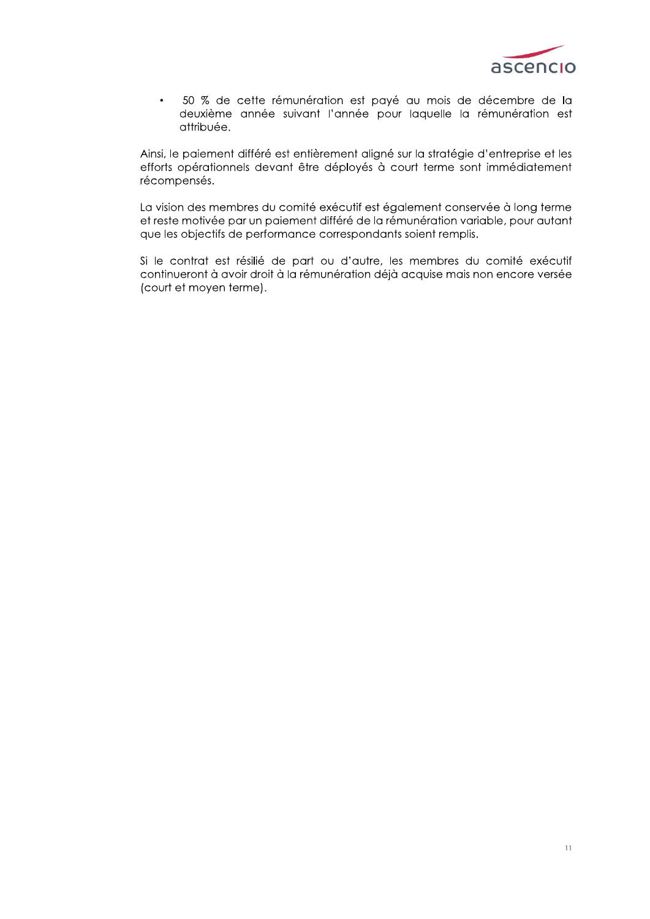- 50 % de cette rémunération est payé au mois de décembre de la deuxième année suivant l'année pour laquelle la rémunération est attribuée.

Ainsi, le paiement différé est entièrement aligné sur la stratégie d'entreprise et les efforts opérationnels devant être déployés à court terme sont immédiatement récompensés.

La vision des membres du comité exécutif est également conservée à long terme et reste motivée par un paiement différé de la rémunération variable, pour autant que les objectifs de performance correspondants soient remplis.

Si le contrat est résilié de part ou d'autre, les membres du comité exécutif continueront à avoir droit à la rémunération déjà acquise mais non encore versée (court et moyen terme).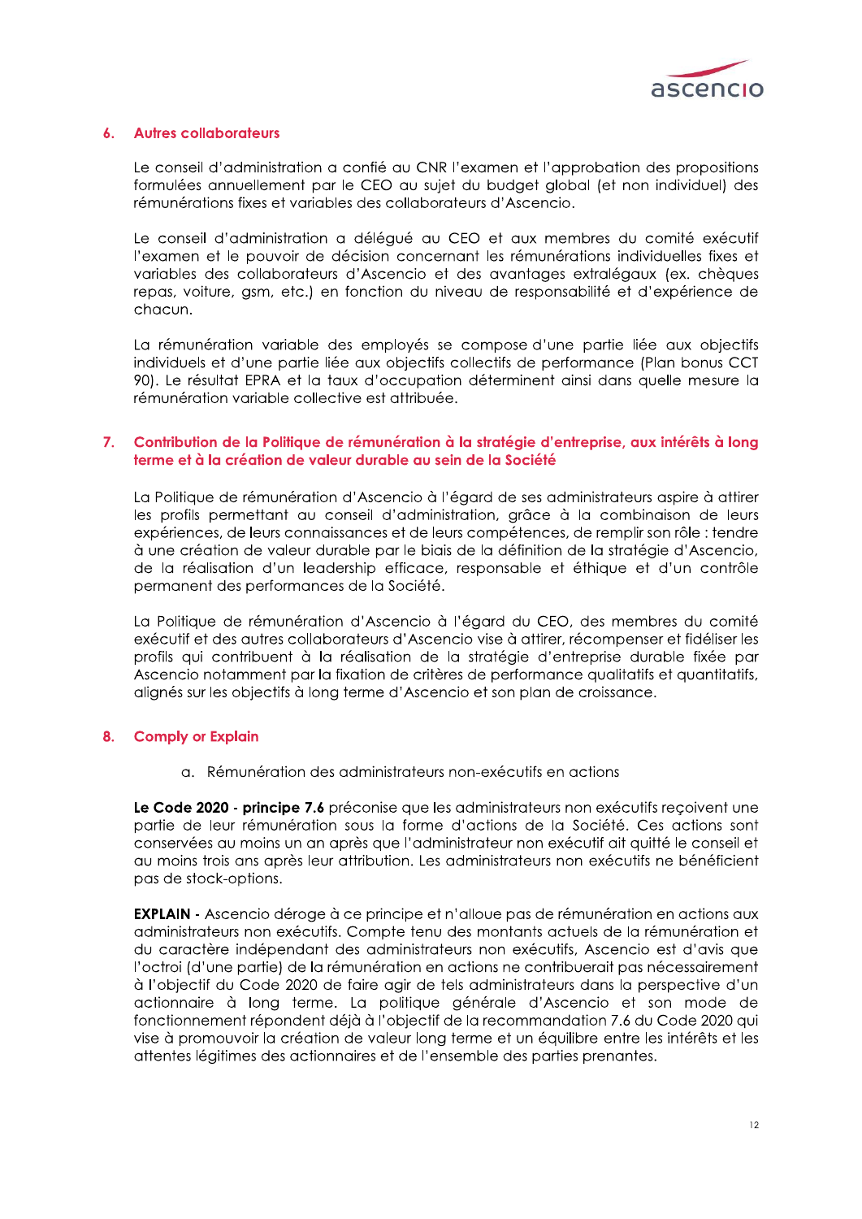## 6. Autres collaborateurs

Le conseil d'administration a confié au CNR l'examen et l'approbation des propositions formulées annuellement par le CEO au sujet du budget global (et non individuel) des rémunérations fixes et variables des collaborateurs d'Ascencio.

Le conseil d'administration a délégué au CEO et aux membres du comité exécutif l'examen et le pouvoir de décision concernant les rémunérations individuelles fixes et variables des collaborateurs d'Ascencio et des avantages extralégaux (ex. chèques repas, voiture, gsm, etc.) en fonction du niveau de responsabilité et d'expérience de chacun.

La rémunération variable des employés se compose d'une partie liée aux objectifs individuels et d'une partie liée aux objectifs collectifs de performance (Plan bonus CCT 90). Le résultat EPRA et la taux d'occupation déterminent ainsi dans quelle mesure la rémunération variable collective est attribuée.

## 7. Contribution de la Politique de rémunération à la stratégie d'entreprise, aux intérêts à long terme et à la création de valeur durable au sein de la Société

La Politique de rémunération d'Ascencio à l'égard de ses administrateurs aspire à attirer les profils permettant au conseil d'administration, grâce à la combinaison de leurs expériences, de leurs connaissances et de leurs compétences, de remplir son rôle : tendre à une création de valeur durable par le biais de la définition de la stratégie d'Ascencio, de la réalisation d'un leadership efficace, responsable et éthique et d'un contrôle permanent des performances de la Société.

La Politique de rémunération d'Ascencio à l'égard du CEO, des membres du comité exécutif et des autres collaborateurs d'Ascencio vise à attirer, récompenser et fidéliser les profils qui contribuent à la réalisation de la stratégie d'entreprise durable fixée par Ascencio notamment par la fixation de critères de performance qualitatifs et quantitatifs, alignés sur les objectifs à long terme d'Ascencio et son plan de croissance.

## 8. Comply or Explain

a. Rémunération des administrateurs non-exécutifs en actions

**Le Code 2020 - principe 7.6** préconise que les administrateurs non exécutifs reçoivent une partie de leur rémunération sous la forme d'actions de la Société. Ces actions sont conservées au moins un an après que l'administrateur non exécutif ait quitté le conseil et au moins trois ans après leur attribution. Les administrateurs non exécutifs ne bénéficient pas de stock-options.

**EXPLAIN -** Ascencio déroge à ce principe et n'alloue pas de rémunération en actions aux administrateurs non exécutifs. Compte tenu des montants actuels de la rémunération et du caractère indépendant des administrateurs non exécutifs, Ascencio est d'avis que l'octroi (d'une partie) de la rémunération en actions ne contribuerait pas nécessairement à l'objectif du Code 2020 de faire agir de tels administrateurs dans la perspective d'un actionnaire à long terme. La politique générale d'Ascencio et son mode de fonctionnement répondent déjà à l'objectif de la recommandation 7.6 du Code 2020 qui vise à promouvoir la création de valeur long terme et un équilibre entre les intérêts et les attentes légitimes des actionnaires et de l'ensemble des parties prenantes.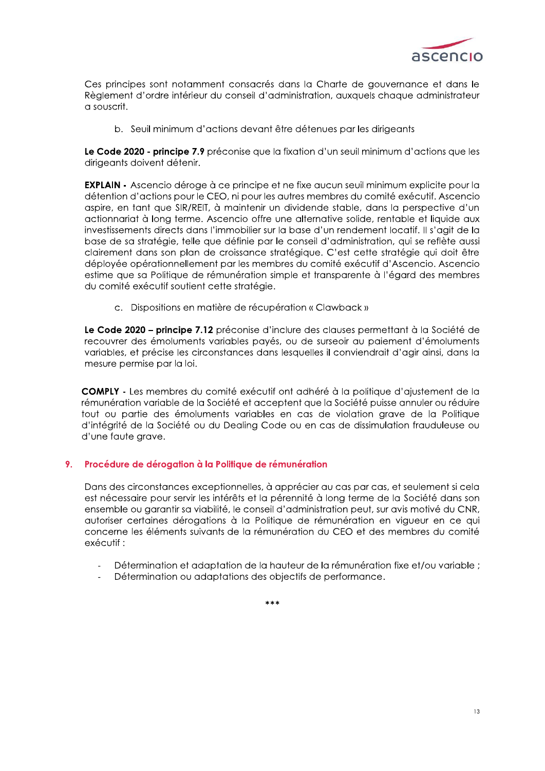Ces principes sont notamment consacrés dans la Charte de gouvernance et dans le Règlement d'ordre intérieur du conseil d'administration, auxquels chaque administrateur a souscrit.

b. Seuil minimum d'actions devant être détenues par les dirigeants

**Le Code 2020 - principe 7.9** préconise que la fixation d'un seuil minimum d'actions que les dirigeants doivent détenir.

**EXPLAIN -** Ascencio déroge à ce principe et ne fixe aucun seuil minimum explicite pour la détention d'actions pour le CEO, ni pour les autres membres du comité exécutif. Ascencio aspire, en tant que SIR/REIT, à maintenir un dividende stable, dans la perspective d'un actionnariat à long terme. Ascencio offre une alternative solide, rentable et liquide aux investissements directs dans l'immobilier sur la base d'un rendement locatif. Il s'agit de la base de sa stratégie, telle que définie par le conseil d'administration, qui se reflète aussi clairement dans son plan de croissance stratégique. C'est cette stratégie qui doit être déployée opérationnellement par les membres du comité exécutif d'Ascencio. Ascencio estime que sa Politique de rémunération simple et transparente à l'égard des membres du comité exécutif soutient cette stratégie.

c. Dispositions en matière de récupération « Clawback »

**Le Code 2020 – principe 7.12** préconise d'inclure des clauses permettant à la Société de recouvrer des émoluments variables payés, ou de surseoir au paiement d'émoluments variables, et précise les circonstances dans lesquelles il conviendrait d'agir ainsi, dans la mesure permise par la loi.

**COMPLY -** Les membres du comité exécutif ont adhéré à la politique d'ajustement de la rémunération variable de la Société et acceptent que la Société puisse annuler ou réduire tout ou partie des émoluments variables en cas de violation grave de la Politique d'intégrité de la Société ou du Dealing Code ou en cas de dissimulation frauduleuse ou d'une faute grave.

## 9. Procédure de dérogation à la Politique de rémunération

Dans des circonstances exceptionnelles, à apprécier au cas par cas, et seulement si cela est nécessaire pour servir les intérêts et la pérennité à long terme de la Société dans son ensemble ou garantir sa viabilité, le conseil d'administration peut, sur avis motivé du CNR, autoriser certaines dérogations à la Politique de rémunération en vigueur en ce qui concerne les éléments suivants de la rémunération du CEO et des membres du comité exécutif :

- Détermination et adaptation de la hauteur de la rémunération fixe et/ou variable ;
- Détermination ou adaptations des objectifs de performance.

***